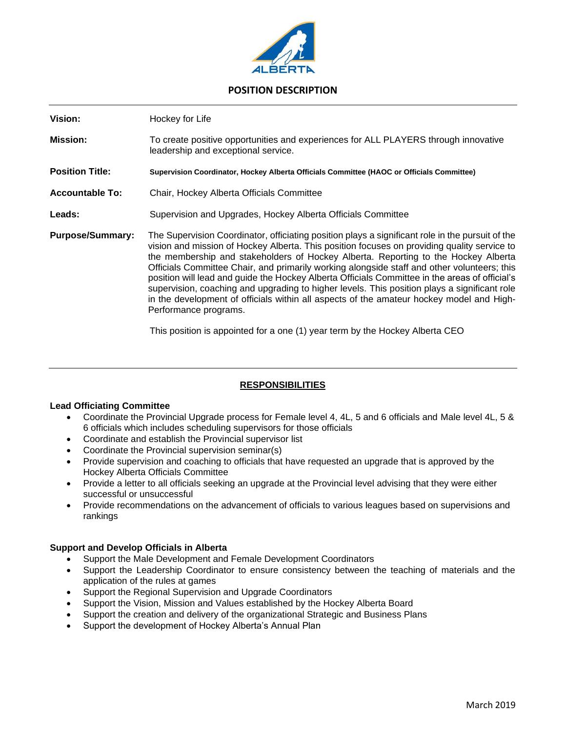ALBERTA

# POSITION DESCRIPTION

**Vision:** Hockey for Life

**Mission:** To create positive opportunities and experiences for ALL PLAYERS through innovative leadership and exceptional service.

**Position Title:** **Supervision Coordinator, Hockey Alberta Officials Committee (HAOC or Officials Committee)**

**Accountable To:** Chair, Hockey Alberta Officials Committee

**Leads:** Supervision and Upgrades, Hockey Alberta Officials Committee

**Purpose/Summary:** The Supervision Coordinator, officiating position plays a significant role in the pursuit of the vision and mission of Hockey Alberta. This position focuses on providing quality service to the membership and stakeholders of Hockey Alberta. Reporting to the Hockey Alberta Officials Committee Chair, and primarily working alongside staff and other volunteers; this position will lead and guide the Hockey Alberta Officials Committee in the areas of official's supervision, coaching and upgrading to higher levels. This position plays a significant role in the development of officials within all aspects of the amateur hockey model and High-Performance programs.

This position is appointed for a one (1) year term by the Hockey Alberta CEO

## RESPONSIBILITIES

### Lead Officiating Committee

- Coordinate the Provincial Upgrade process for Female level 4, 4L, 5 and 6 officials and Male level 4L, 5 & 6 officials which includes scheduling supervisors for those officials
- Coordinate and establish the Provincial supervisor list
- Coordinate the Provincial supervision seminar(s)
- Provide supervision and coaching to officials that have requested an upgrade that is approved by the Hockey Alberta Officials Committee
- Provide a letter to all officials seeking an upgrade at the Provincial level advising that they were either successful or unsuccessful
- Provide recommendations on the advancement of officials to various leagues based on supervisions and rankings

### Support and Develop Officials in Alberta

- Support the Male Development and Female Development Coordinators
- Support the Leadership Coordinator to ensure consistency between the teaching of materials and the application of the rules at games
- Support the Regional Supervision and Upgrade Coordinators
- Support the Vision, Mission and Values established by the Hockey Alberta Board
- Support the creation and delivery of the organizational Strategic and Business Plans
- Support the development of Hockey Alberta's Annual Plan

March 2019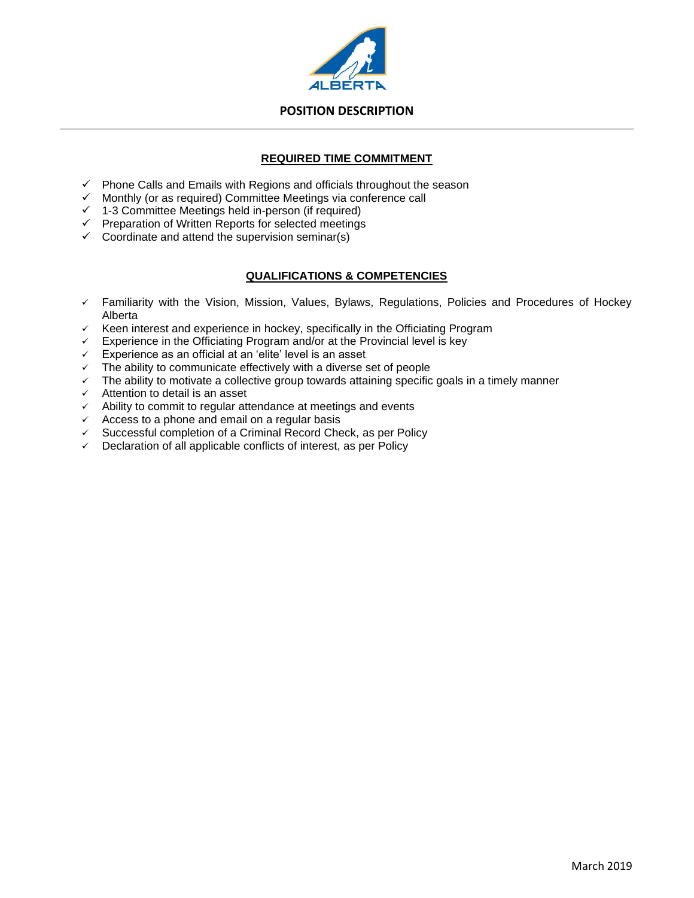**POSITION DESCRIPTION**

---

## REQUIRED TIME COMMITMENT

- ✓ Phone Calls and Emails with Regions and officials throughout the season
- ✓ Monthly (or as required) Committee Meetings via conference call
- ✓ 1-3 Committee Meetings held in-person (if required)
- ✓ Preparation of Written Reports for selected meetings
- ✓ Coordinate and attend the supervision seminar(s)

## QUALIFICATIONS & COMPETENCIES

- ✓ Familiarity with the Vision, Mission, Values, Bylaws, Regulations, Policies and Procedures of Hockey Alberta
- ✓ Keen interest and experience in hockey, specifically in the Officiating Program
- ✓ Experience in the Officiating Program and/or at the Provincial level is key
- ✓ Experience as an official at an 'elite' level is an asset
- ✓ The ability to communicate effectively with a diverse set of people
- ✓ The ability to motivate a collective group towards attaining specific goals in a timely manner
- ✓ Attention to detail is an asset
- ✓ Ability to commit to regular attendance at meetings and events
- ✓ Access to a phone and email on a regular basis
- ✓ Successful completion of a Criminal Record Check, as per Policy
- ✓ Declaration of all applicable conflicts of interest, as per Policy

March 2019